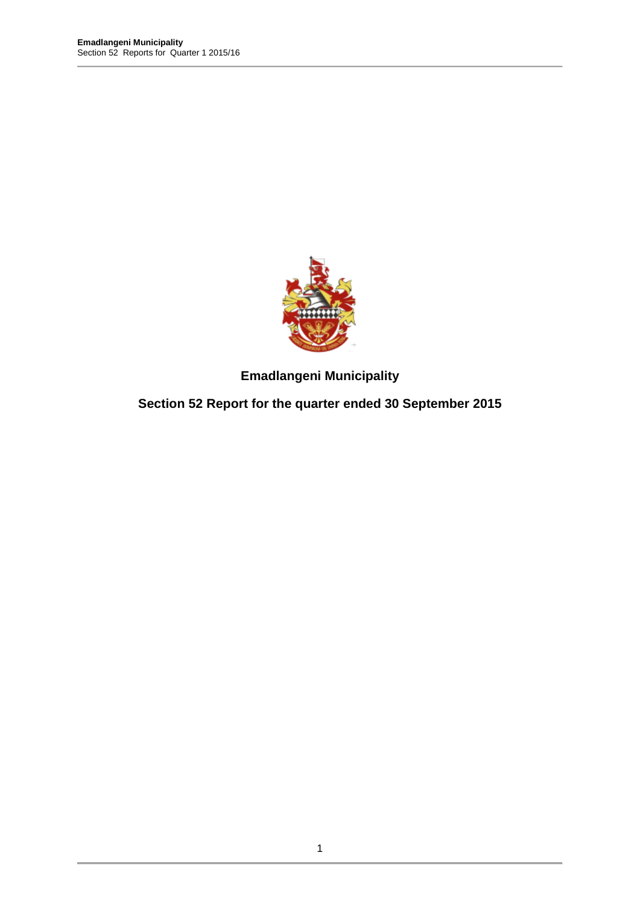# Emadlangeni Municipality

## Section 52 Report for the quarter ended 30 September 2015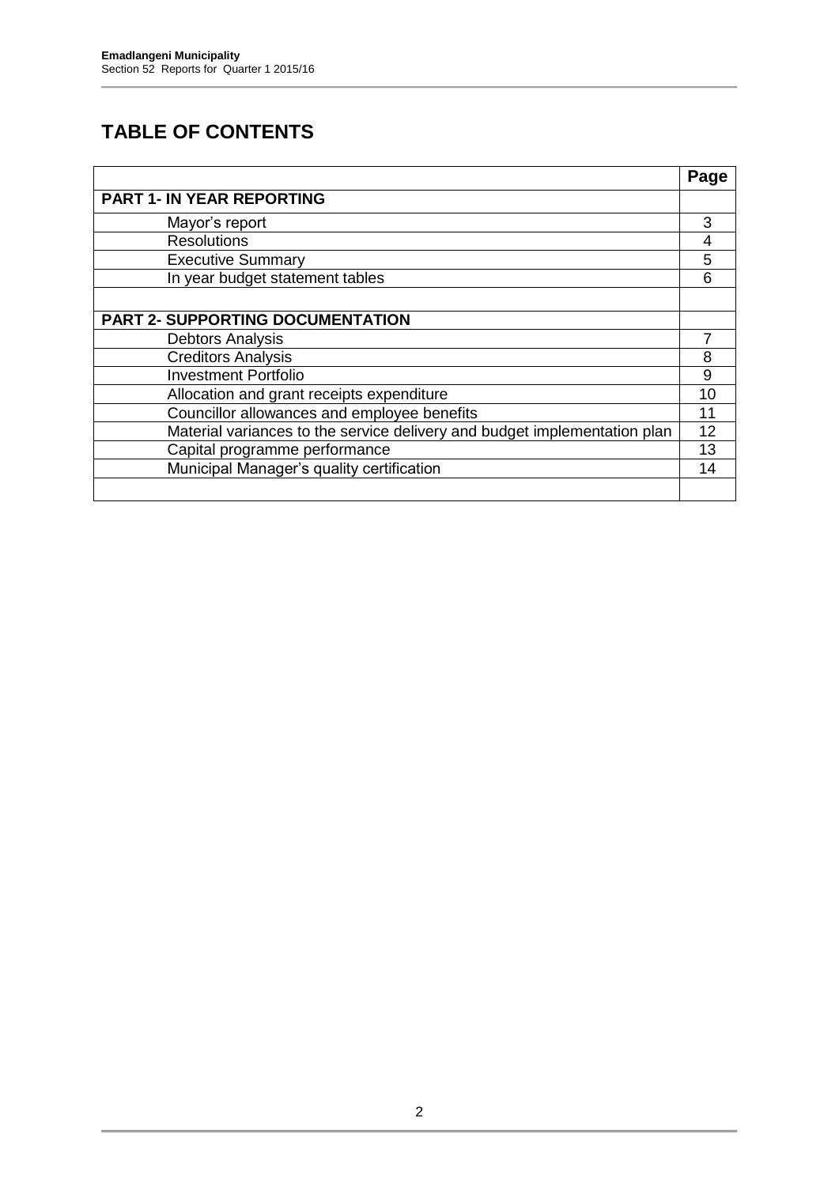# TABLE OF CONTENTS

| | Page |
|---|---|
| **PART 1- IN YEAR REPORTING** | |
| Mayor's report | 3 |
| Resolutions | 4 |
| Executive Summary | 5 |
| In year budget statement tables | 6 |
| | |
| **PART 2- SUPPORTING DOCUMENTATION** | |
| Debtors Analysis | 7 |
| Creditors Analysis | 8 |
| Investment Portfolio | 9 |
| Allocation and grant receipts expenditure | 10 |
| Councillor allowances and employee benefits | 11 |
| Material variances to the service delivery and budget implementation plan | 12 |
| Capital programme performance | 13 |
| Municipal Manager's quality certification | 14 |
| | |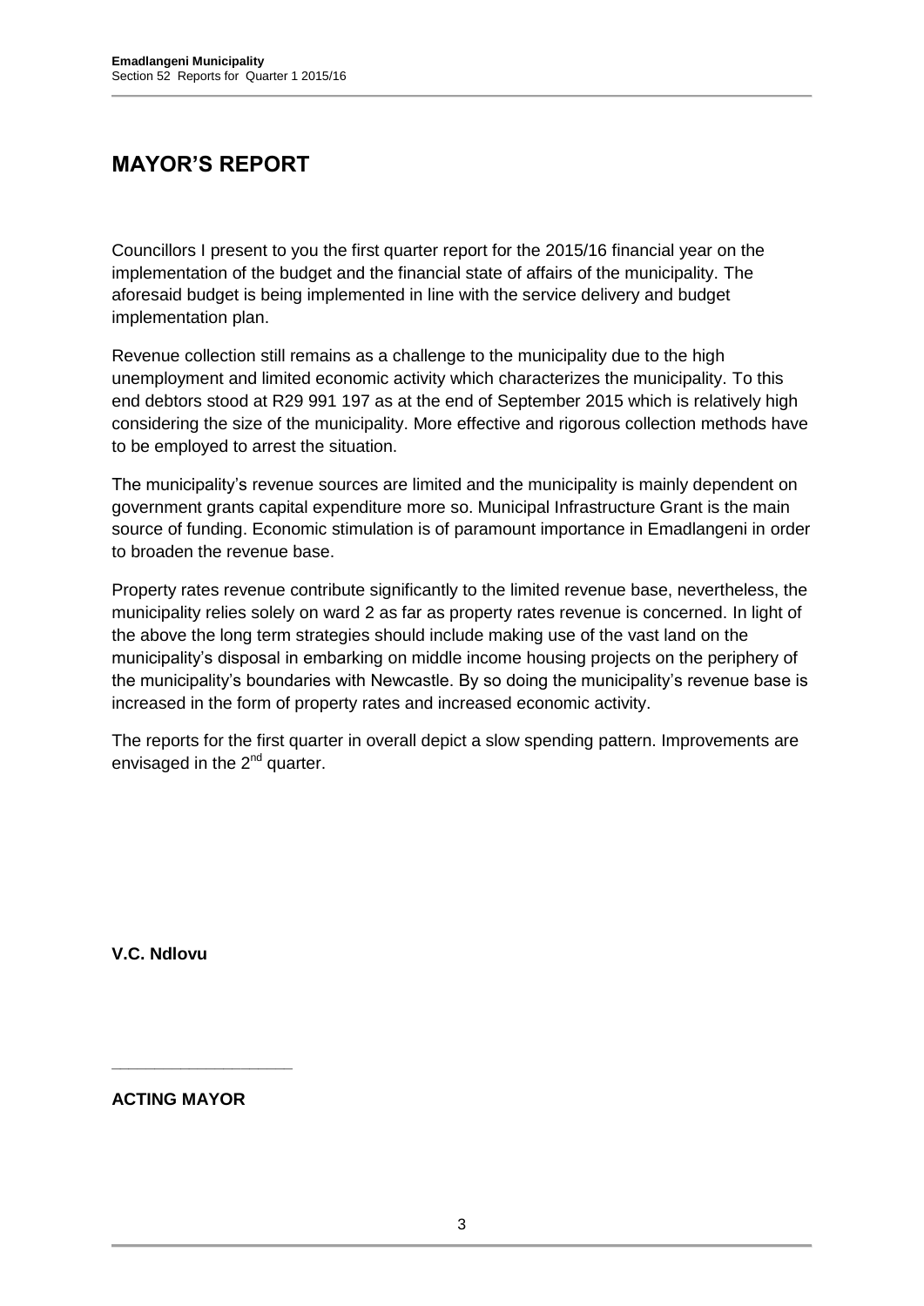# MAYOR'S REPORT

Councillors I present to you the first quarter report for the 2015/16 financial year on the implementation of the budget and the financial state of affairs of the municipality. The aforesaid budget is being implemented in line with the service delivery and budget implementation plan.

Revenue collection still remains as a challenge to the municipality due to the high unemployment and limited economic activity which characterizes the municipality. To this end debtors stood at R29 991 197 as at the end of September 2015 which is relatively high considering the size of the municipality. More effective and rigorous collection methods have to be employed to arrest the situation.

The municipality's revenue sources are limited and the municipality is mainly dependent on government grants capital expenditure more so. Municipal Infrastructure Grant is the main source of funding. Economic stimulation is of paramount importance in Emadlangeni in order to broaden the revenue base.

Property rates revenue contribute significantly to the limited revenue base, nevertheless, the municipality relies solely on ward 2 as far as property rates revenue is concerned. In light of the above the long term strategies should include making use of the vast land on the municipality's disposal in embarking on middle income housing projects on the periphery of the municipality's boundaries with Newcastle. By so doing the municipality's revenue base is increased in the form of property rates and increased economic activity.

The reports for the first quarter in overall depict a slow spending pattern. Improvements are envisaged in the 2nd quarter.

**V.C. Ndlovu**

\_\_\_\_\_\_\_\_\_\_\_\_\_\_\_\_\_\_\_\_

**ACTING MAYOR**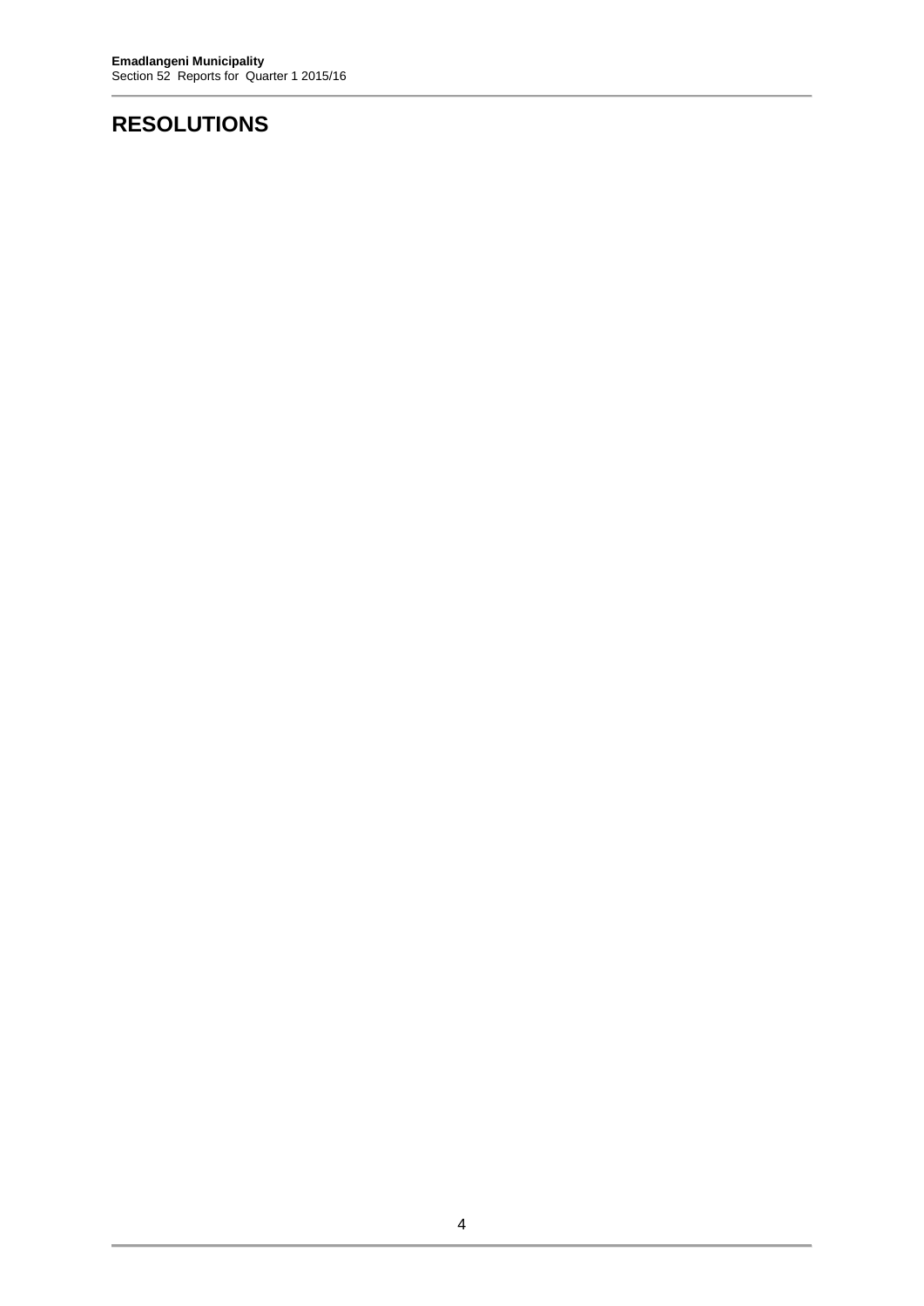# RESOLUTIONS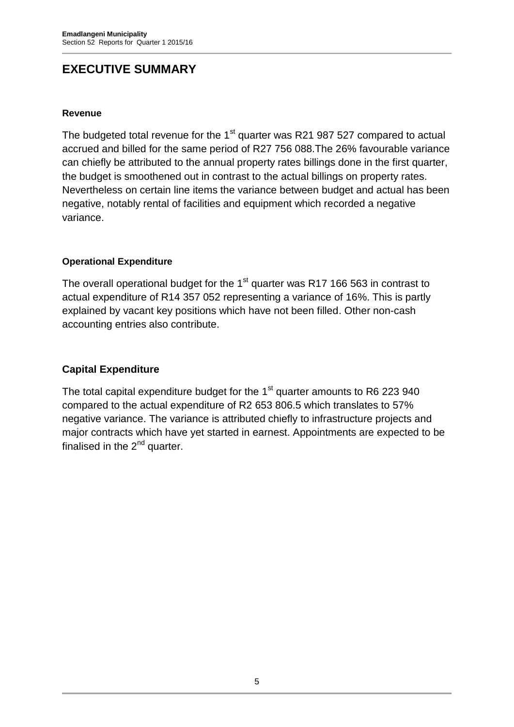# EXECUTIVE SUMMARY

**Revenue**

The budgeted total revenue for the 1st quarter was R21 987 527 compared to actual accrued and billed for the same period of R27 756 088.The 26% favourable variance can chiefly be attributed to the annual property rates billings done in the first quarter, the budget is smoothened out in contrast to the actual billings on property rates. Nevertheless on certain line items the variance between budget and actual has been negative, notably rental of facilities and equipment which recorded a negative variance.

**Operational Expenditure**

The overall operational budget for the 1st quarter was R17 166 563 in contrast to actual expenditure of R14 357 052 representing a variance of 16%. This is partly explained by vacant key positions which have not been filled. Other non-cash accounting entries also contribute.

**Capital Expenditure**

The total capital expenditure budget for the 1st quarter amounts to R6 223 940 compared to the actual expenditure of R2 653 806.5 which translates to 57% negative variance. The variance is attributed chiefly to infrastructure projects and major contracts which have yet started in earnest. Appointments are expected to be finalised in the 2nd quarter.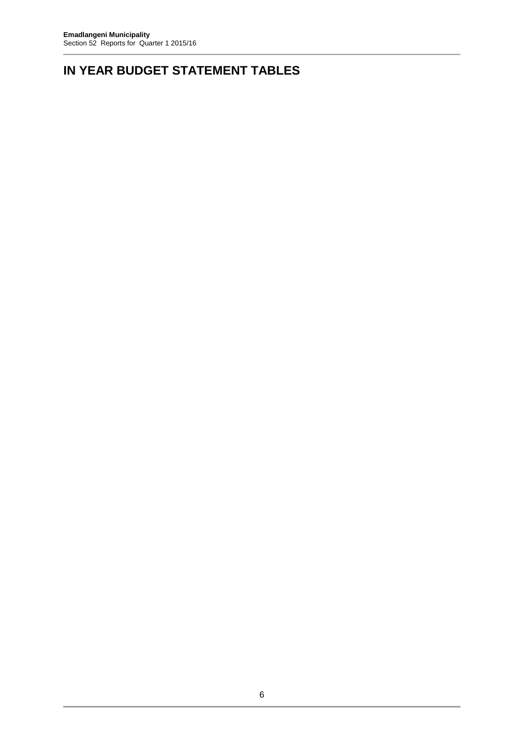# IN YEAR BUDGET STATEMENT TABLES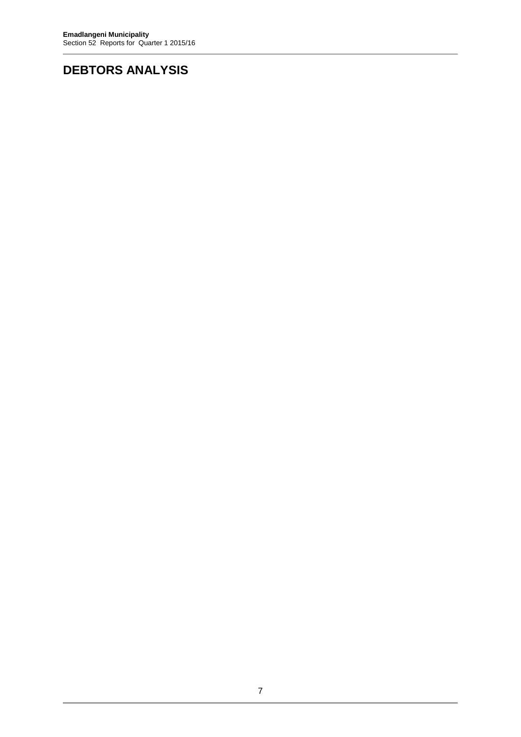# DEBTORS ANALYSIS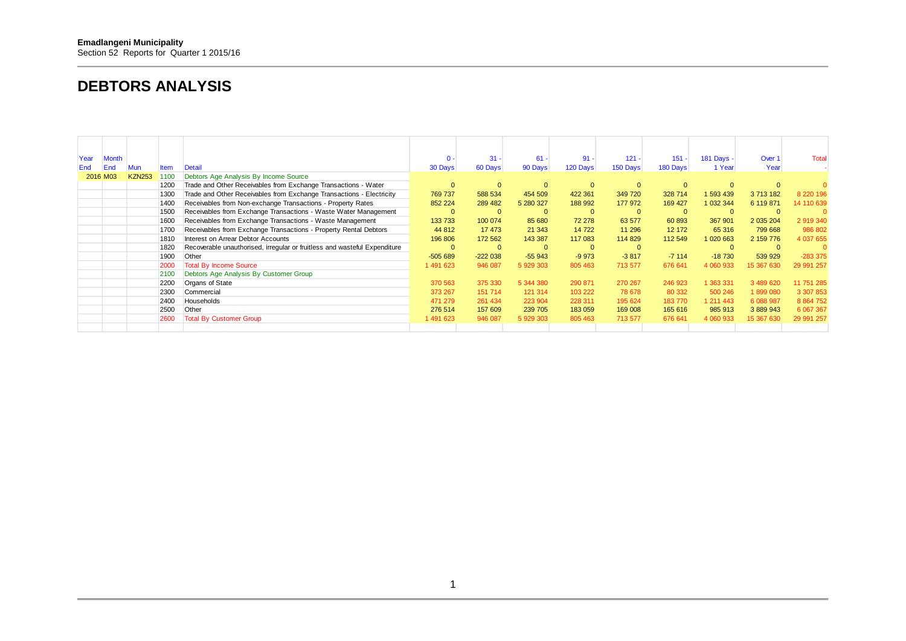**Emadlangeni Municipality**
Section 52 Reports for Quarter 1 2015/16

# DEBTORS ANALYSIS

| Year End | Month End | Mun | Item | Detail | 0 - 30 Days | 31 - 60 Days | 61 - 90 Days | 91 - 120 Days | 121 - 150 Days | 151 - 180 Days | 181 Days - 1 Year | Over 1 Year | Total - |
|---|---|---|---|---|---|---|---|---|---|---|---|---|---|
| 2016 | M03 | KZN253 | 1100 | Debtors Age Analysis By Income Source | | | | | | | | | |
| | | | 1200 | Trade and Other Receivables from Exchange Transactions - Water | 0 | 0 | 0 | 0 | 0 | 0 | 0 | 0 | 0 |
| | | | 1300 | Trade and Other Receivables from Exchange Transactions - Electricity | 769 737 | 588 534 | 454 509 | 422 361 | 349 720 | 328 714 | 1 593 439 | 3 713 182 | 8 220 196 |
| | | | 1400 | Receivables from Non-exchange Transactions - Property Rates | 852 224 | 289 482 | 5 280 327 | 188 992 | 177 972 | 169 427 | 1 032 344 | 6 119 871 | 14 110 639 |
| | | | 1500 | Receivables from Exchange Transactions - Waste Water Management | 0 | 0 | 0 | 0 | 0 | 0 | 0 | 0 | 0 |
| | | | 1600 | Receivables from Exchange Transactions - Waste Management | 133 733 | 100 074 | 85 680 | 72 278 | 63 577 | 60 893 | 367 901 | 2 035 204 | 2 919 340 |
| | | | 1700 | Receivables from Exchange Transactions - Property Rental Debtors | 44 812 | 17 473 | 21 343 | 14 722 | 11 296 | 12 172 | 65 316 | 799 668 | 986 802 |
| | | | 1810 | Interest on Arrear Debtor Accounts | 196 806 | 172 562 | 143 387 | 117 083 | 114 829 | 112 549 | 1 020 663 | 2 159 776 | 4 037 655 |
| | | | 1820 | Recoverable unauthorised, irregular or fruitless and wasteful Expenditure | 0 | 0 | 0 | 0 | 0 | | 0 | 0 | 0 |
| | | | 1900 | Other | -505 689 | -222 038 | -55 943 | -9 973 | -3 817 | -7 114 | -18 730 | 539 929 | -283 375 |
| | | | 2000 | Total By Income Source | 1 491 623 | 946 087 | 5 929 303 | 805 463 | 713 577 | 676 641 | 4 060 933 | 15 367 630 | 29 991 257 |
| | | | 2100 | Debtors Age Analysis By Customer Group | | | | | | | | | |
| | | | 2200 | Organs of State | 370 563 | 375 330 | 5 344 380 | 290 871 | 270 267 | 246 923 | 1 363 331 | 3 489 620 | 11 751 285 |
| | | | 2300 | Commercial | 373 267 | 151 714 | 121 314 | 103 222 | 78 678 | 80 332 | 500 246 | 1 899 080 | 3 307 853 |
| | | | 2400 | Households | 471 279 | 261 434 | 223 904 | 228 311 | 195 624 | 183 770 | 1 211 443 | 6 088 987 | 8 864 752 |
| | | | 2500 | Other | 276 514 | 157 609 | 239 705 | 183 059 | 169 008 | 165 616 | 985 913 | 3 889 943 | 6 067 367 |
| | | | 2600 | Total By Customer Group | 1 491 623 | 946 087 | 5 929 303 | 805 463 | 713 577 | 676 641 | 4 060 933 | 15 367 630 | 29 991 257 |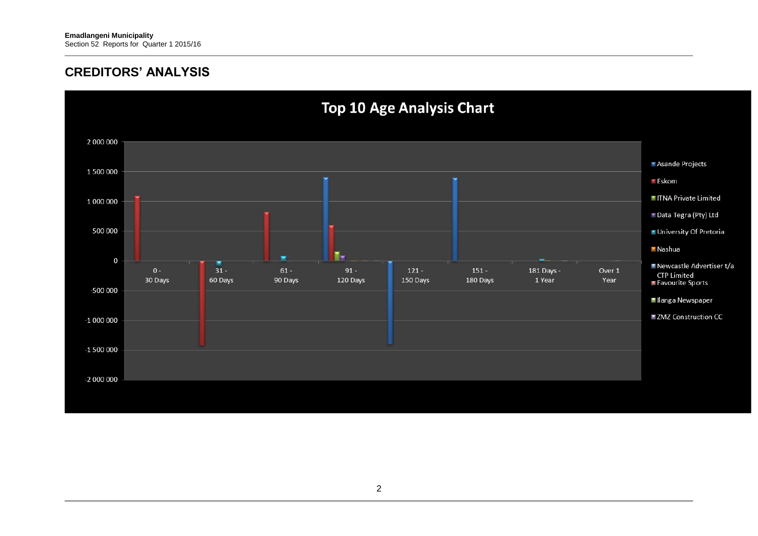## CREDITORS' ANALYSIS

**Top 10 Age Analysis Chart**

2 000 000
1 500 000
1 000 000
500 000
0
-500 000
-1 000 000
-1 500 000
-2 000 000

0 - 30 Days | 31 - 60 Days | 61 - 90 Days | 91 - 120 Days | 121 - 150 Days | 151 - 180 Days | 181 Days - 1 Year | Over 1 Year

- Asande Projects
- Eskom
- ITNA Private Limited
- Data Tegra (Pty) Ltd
- University Of Pretoria
- Nashua
- Newcastle Advertiser t/a CTP Limited
- Favourite Sports
- Ilanga Newspaper
- ZMZ Construction CC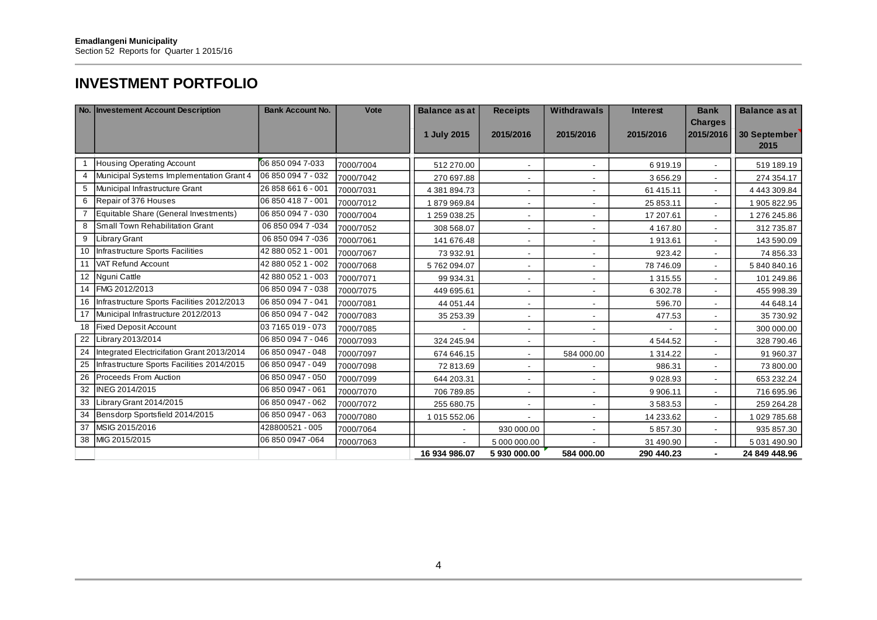**Emadlangeni Municipality**
Section 52 Reports for Quarter 1 2015/16

## INVESTMENT PORTFOLIO

| No. | Investement Account Description | Bank Account No. | Vote | Balance as at 1 July 2015 | Receipts 2015/2016 | Withdrawals 2015/2016 | Interest 2015/2016 | Bank Charges 2015/2016 | Balance as at 30 September 2015 |
|---|---|---|---|---|---|---|---|---|---|
| 1 | Housing Operating Account | 06 850 094 7-033 | 7000/7004 | 512 270.00 | - | - | 6 919.19 | - | 519 189.19 |
| 4 | Municipal Systems Implementation Grant 4 | 06 850 094 7 - 032 | 7000/7042 | 270 697.88 | - | - | 3 656.29 | - | 274 354.17 |
| 5 | Municipal Infrastructure Grant | 26 858 661 6 - 001 | 7000/7031 | 4 381 894.73 | - | - | 61 415.11 | - | 4 443 309.84 |
| 6 | Repair of 376 Houses | 06 850 418 7 - 001 | 7000/7012 | 1 879 969.84 | - | - | 25 853.11 | - | 1 905 822.95 |
| 7 | Equitable Share (General Investments) | 06 850 094 7 - 030 | 7000/7004 | 1 259 038.25 | - | - | 17 207.61 | - | 1 276 245.86 |
| 8 | Small Town Rehabilitation Grant | 06 850 094 7 -034 | 7000/7052 | 308 568.07 | - | - | 4 167.80 | - | 312 735.87 |
| 9 | Library Grant | 06 850 094 7 -036 | 7000/7061 | 141 676.48 | - | - | 1 913.61 | - | 143 590.09 |
| 10 | Infrastructure Sports Facilities | 42 880 052 1 - 001 | 7000/7067 | 73 932.91 | - | - | 923.42 | - | 74 856.33 |
| 11 | VAT Refund Account | 42 880 052 1 - 002 | 7000/7068 | 5 762 094.07 | - | - | 78 746.09 | - | 5 840 840.16 |
| 12 | Nguni Cattle | 42 880 052 1 - 003 | 7000/7071 | 99 934.31 | - | - | 1 315.55 | - | 101 249.86 |
| 14 | FMG 2012/2013 | 06 850 094 7 - 038 | 7000/7075 | 449 695.61 | - | - | 6 302.78 | - | 455 998.39 |
| 16 | Infrastructure Sports Facilities 2012/2013 | 06 850 094 7 - 041 | 7000/7081 | 44 051.44 | - | - | 596.70 | - | 44 648.14 |
| 17 | Municipal Infrastructure 2012/2013 | 06 850 094 7 - 042 | 7000/7083 | 35 253.39 | - | - | 477.53 | - | 35 730.92 |
| 18 | Fixed Deposit Account | 03 7165 019 - 073 | 7000/7085 | - | - | - | - | - | 300 000.00 |
| 22 | Library 2013/2014 | 06 850 094 7 - 046 | 7000/7093 | 324 245.94 | - | - | 4 544.52 | - | 328 790.46 |
| 24 | Integrated Electricifation Grant 2013/2014 | 06 850 0947 - 048 | 7000/7097 | 674 646.15 | - | 584 000.00 | 1 314.22 | - | 91 960.37 |
| 25 | Infrastructure Sports Facilities 2014/2015 | 06 850 0947 - 049 | 7000/7098 | 72 813.69 | - | - | 986.31 | - | 73 800.00 |
| 26 | Proceeds From Auction | 06 850 0947 - 050 | 7000/7099 | 644 203.31 | - | - | 9 028.93 | - | 653 232.24 |
| 32 | INEG 2014/2015 | 06 850 0947 - 061 | 7000/7070 | 706 789.85 | - | - | 9 906.11 | - | 716 695.96 |
| 33 | Library Grant 2014/2015 | 06 850 0947 - 062 | 7000/7072 | 255 680.75 | - | - | 3 583.53 | - | 259 264.28 |
| 34 | Bensdorp Sportsfield 2014/2015 | 06 850 0947 - 063 | 7000/7080 | 1 015 552.06 | - | - | 14 233.62 | - | 1 029 785.68 |
| 37 | MSIG 2015/2016 | 428800521 - 005 | 7000/7064 | - | 930 000.00 | - | 5 857.30 | - | 935 857.30 |
| 38 | MIG 2015/2015 | 06 850 0947 -064 | 7000/7063 | - | 5 000 000.00 | - | 31 490.90 | - | 5 031 490.90 |
| | | | | **16 934 986.07** | **5 930 000.00** | **584 000.00** | **290 440.23** | **-** | **24 849 448.96** |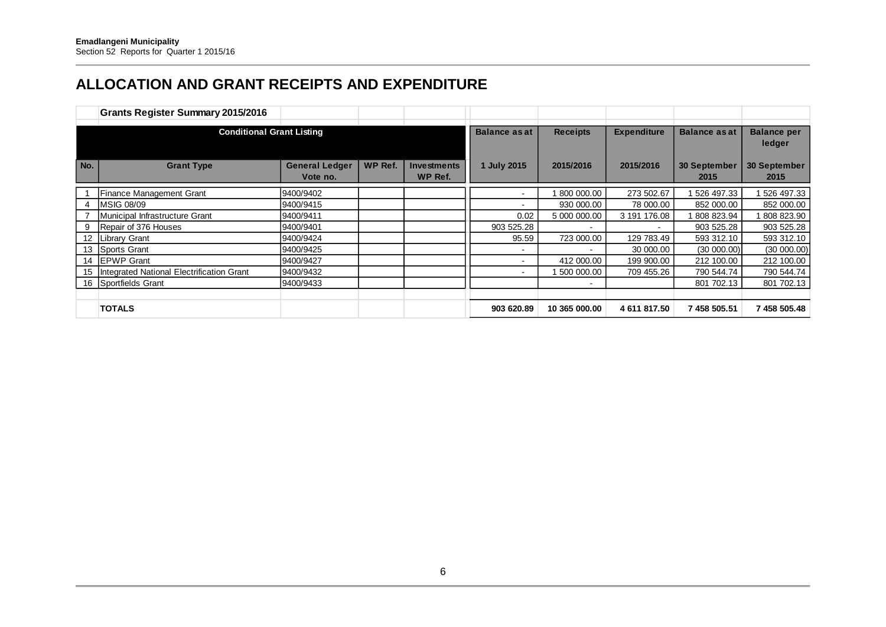**Emadlangeni Municipality**
Section 52 Reports for Quarter 1 2015/16

# ALLOCATION AND GRANT RECEIPTS AND EXPENDITURE

**Grants Register Summary 2015/2016**

| Conditional Grant Listing | | | | | Balance as at | Receipts | Expenditure | Balance as at | Balance per ledger |
|---|---|---|---|---|---|---|---|---|---|
| **No.** | **Grant Type** | **General Ledger Vote no.** | **WP Ref.** | **Investments WP Ref.** | **1 July 2015** | **2015/2016** | **2015/2016** | **30 September 2015** | **30 September 2015** |
| 1 | Finance Management Grant | 9400/9402 | | | - | 1 800 000.00 | 273 502.67 | 1 526 497.33 | 1 526 497.33 |
| 4 | MSIG 08/09 | 9400/9415 | | | - | 930 000.00 | 78 000.00 | 852 000.00 | 852 000.00 |
| 7 | Municipal Infrastructure Grant | 9400/9411 | | | 0.02 | 5 000 000.00 | 3 191 176.08 | 1 808 823.94 | 1 808 823.90 |
| 9 | Repair of 376 Houses | 9400/9401 | | | 903 525.28 | - | - | 903 525.28 | 903 525.28 |
| 12 | Library Grant | 9400/9424 | | | 95.59 | 723 000.00 | 129 783.49 | 593 312.10 | 593 312.10 |
| 13 | Sports Grant | 9400/9425 | | | - | - | 30 000.00 | (30 000.00) | (30 000.00) |
| 14 | EPWP Grant | 9400/9427 | | | - | 412 000.00 | 199 900.00 | 212 100.00 | 212 100.00 |
| 15 | Integrated National Electrification Grant | 9400/9432 | | | - | 1 500 000.00 | 709 455.26 | 790 544.74 | 790 544.74 |
| 16 | Sportfields Grant | 9400/9433 | | | | - | | 801 702.13 | 801 702.13 |
| | **TOTALS** | | | | **903 620.89** | **10 365 000.00** | **4 611 817.50** | **7 458 505.51** | **7 458 505.48** |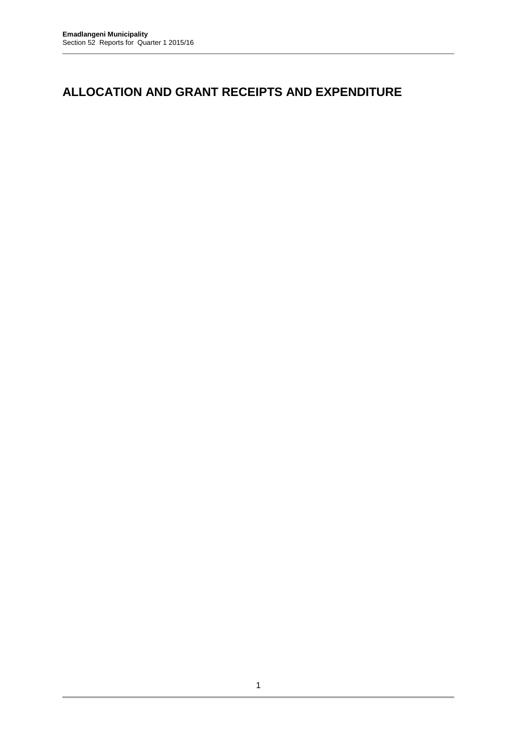# ALLOCATION AND GRANT RECEIPTS AND EXPENDITURE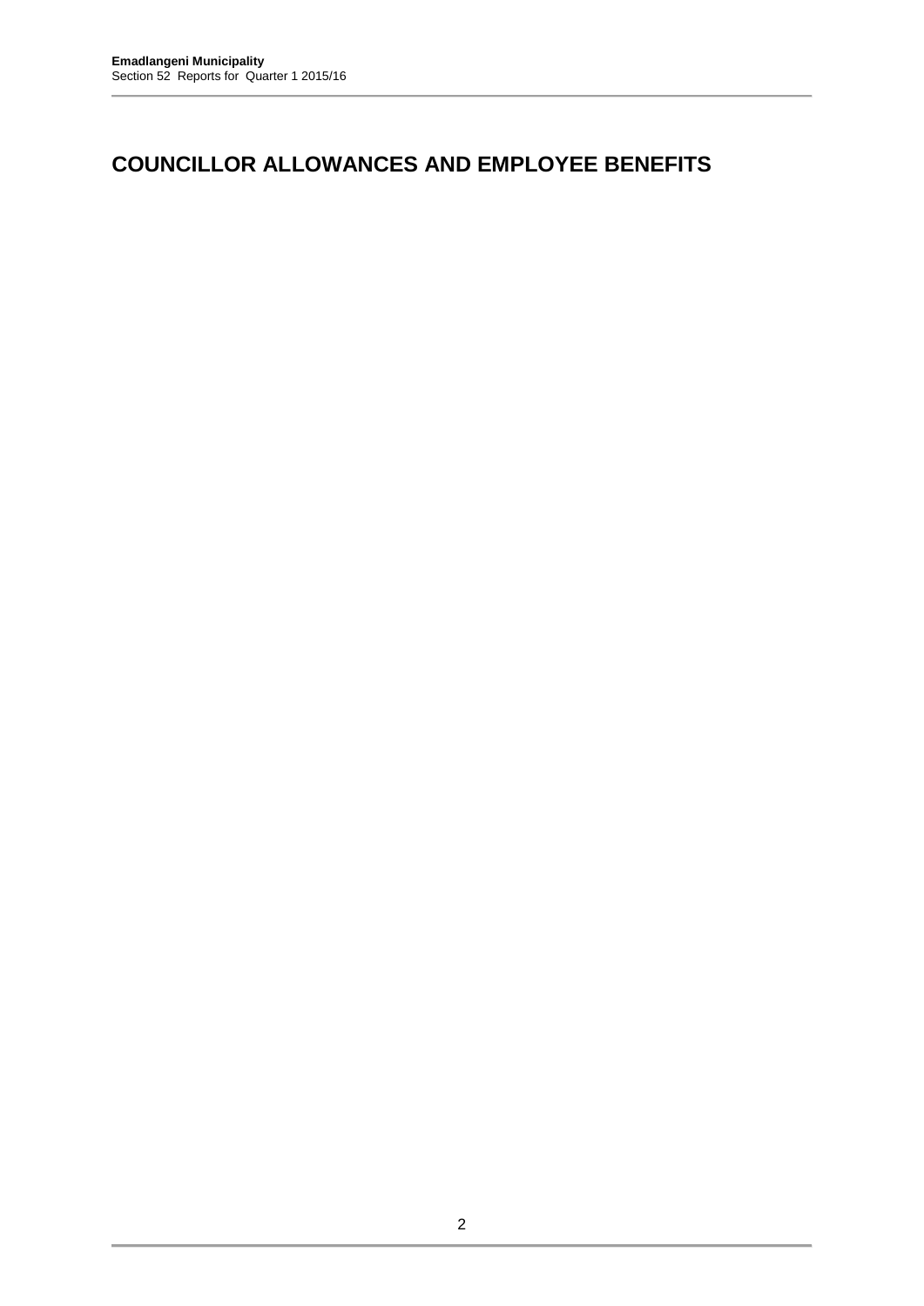# COUNCILLOR ALLOWANCES AND EMPLOYEE BENEFITS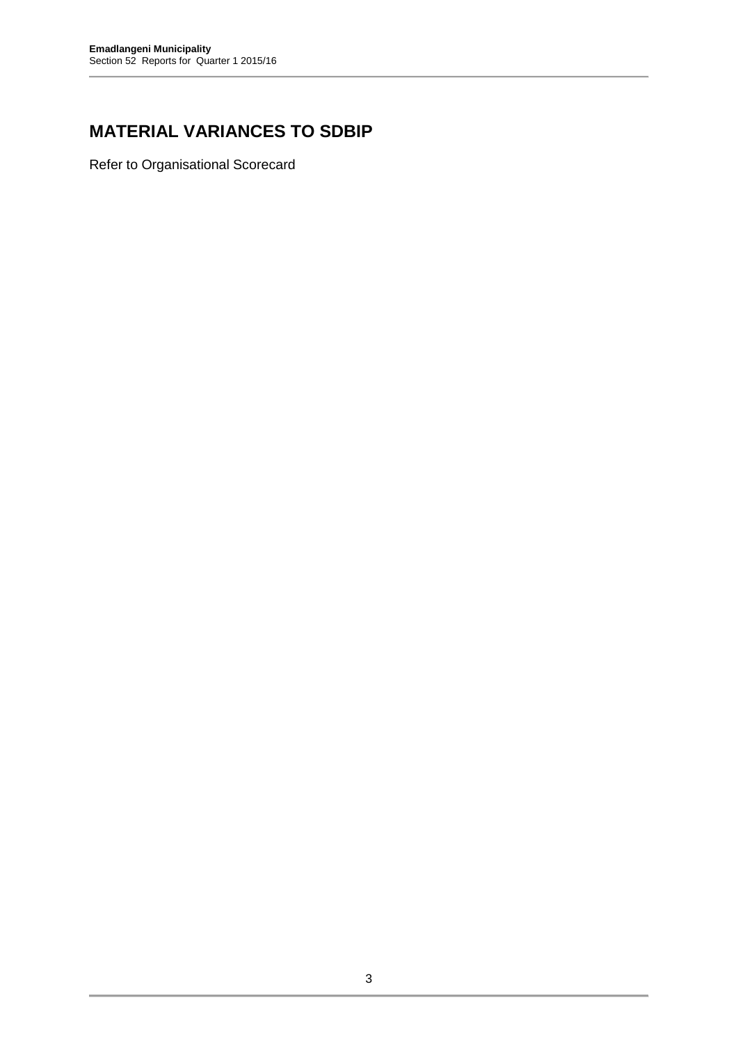# MATERIAL VARIANCES TO SDBIP

Refer to Organisational Scorecard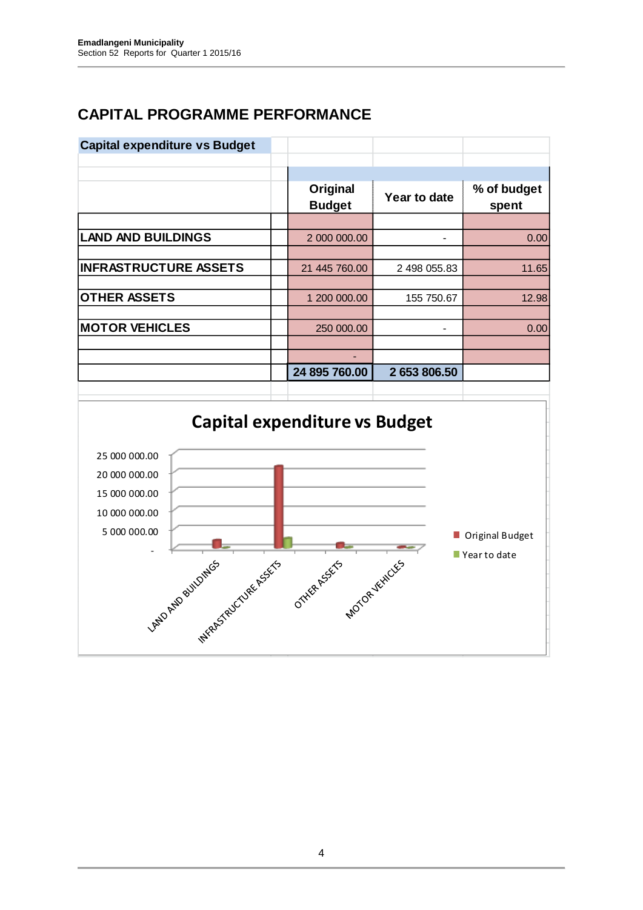# CAPITAL PROGRAMME PERFORMANCE

**Capital expenditure vs Budget**

| | Original Budget | Year to date | % of budget spent |
|---|---|---|---|
| **LAND AND BUILDINGS** | 2 000 000.00 | - | 0.00 |
| **INFRASTRUCTURE ASSETS** | 21 445 760.00 | 2 498 055.83 | 11.65 |
| **OTHER ASSETS** | 1 200 000.00 | 155 750.67 | 12.98 |
| **MOTOR VEHICLES** | 250 000.00 | - | 0.00 |
| | - | | |
| | **24 895 760.00** | **2 653 806.50** | |

**Capital expenditure vs Budget**

| | Original Budget | Year to date |
|---|---|---|
| LAND AND BUILDINGS | 2 000 000.00 | - |
| INFRASTRUCTURE ASSETS | 21 445 760.00 | 2 498 055.83 |
| OTHER ASSETS | 1 200 000.00 | 155 750.67 |
| MOTOR VEHICLES | 250 000.00 | - |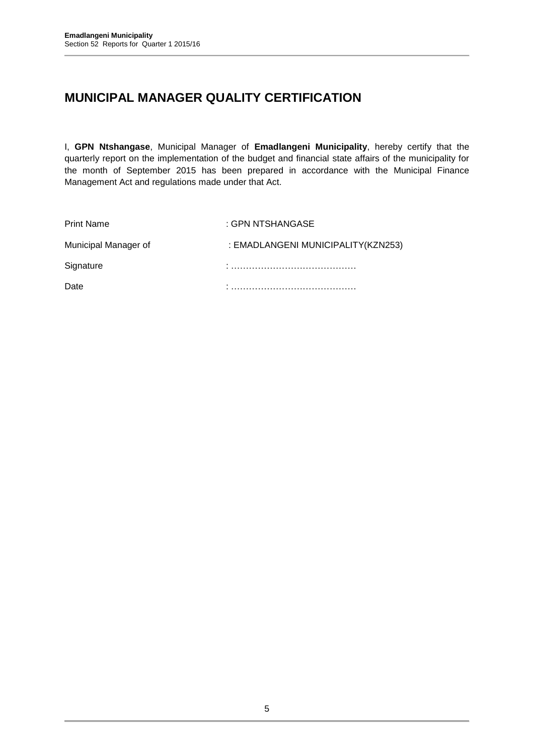# MUNICIPAL MANAGER QUALITY CERTIFICATION

I, **GPN Ntshangase**, Municipal Manager of **Emadlangeni Municipality**, hereby certify that the quarterly report on the implementation of the budget and financial state affairs of the municipality for the month of September 2015 has been prepared in accordance with the Municipal Finance Management Act and regulations made under that Act.

| | |
|---|---|
| Print Name | : GPN NTSHANGASE |
| Municipal Manager of | : EMADLANGENI MUNICIPALITY(KZN253) |
| Signature | : …………………………………… |
| Date | : …………………………………… |